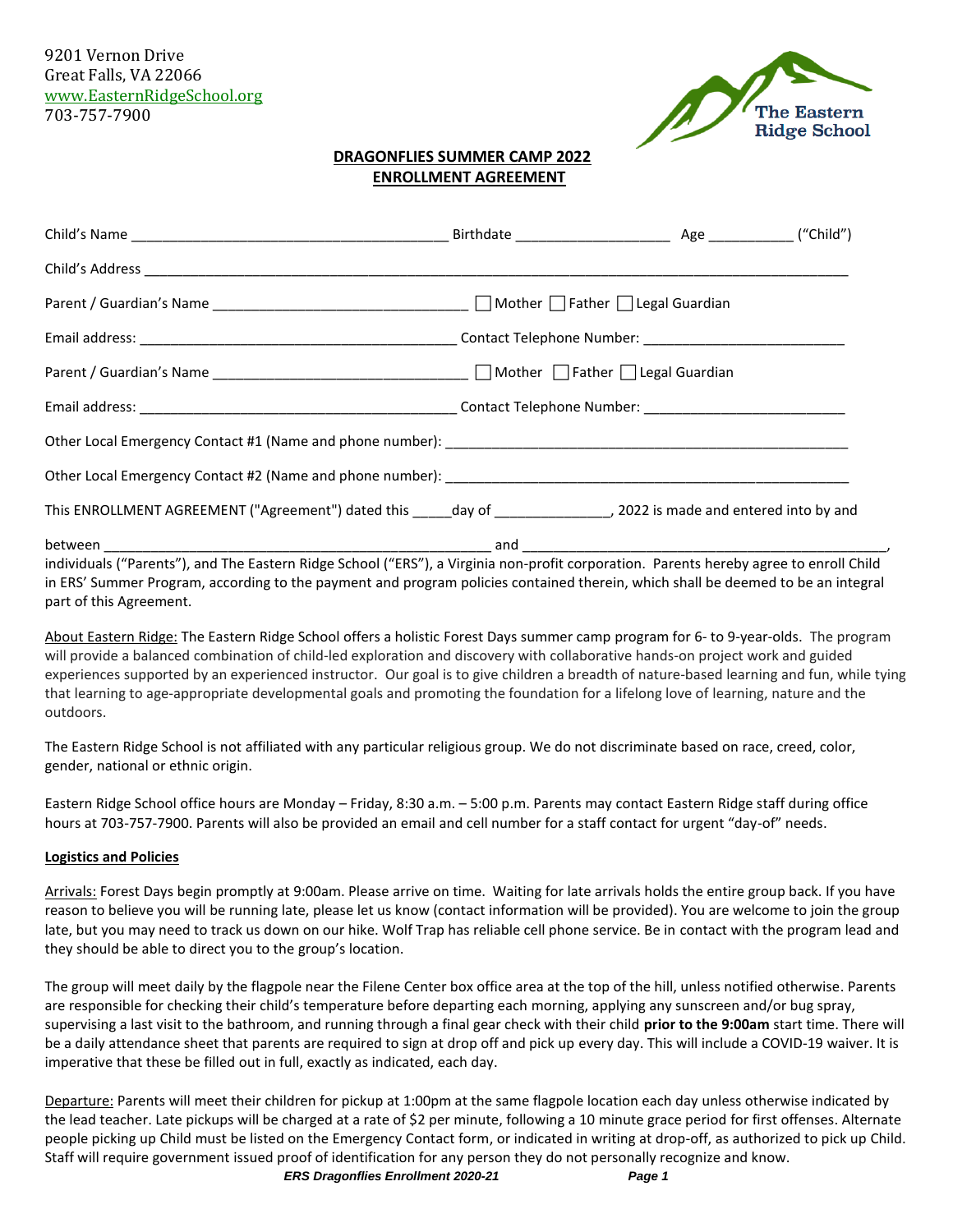9201 Vernon Drive
Great Falls, VA 22066
www.EasternRidgeSchool.org
703-757-7900

The Eastern Ridge School

## DRAGONFLIES SUMMER CAMP 2022
## ENROLLMENT AGREEMENT

Child's Name ________________________________________ Birthdate ____________________ Age ___________ ("Child")

Child's Address ______________________________________________________________________________________

Parent / Guardian's Name ________________________________ ☐ Mother ☐ Father ☐ Legal Guardian

Email address: ________________________________________ Contact Telephone Number: __________________________

Parent / Guardian's Name ________________________________ ☐ Mother ☐ Father ☐ Legal Guardian

Email address: ________________________________________ Contact Telephone Number: __________________________

Other Local Emergency Contact #1 (Name and phone number): ______________________________________________________

Other Local Emergency Contact #2 (Name and phone number): ______________________________________________________

This ENROLLMENT AGREEMENT ("Agreement") dated this _____day of _______________, 2022 is made and entered into by and

between ____________________________________________________ and __________________________________________________, individuals ("Parents"), and The Eastern Ridge School ("ERS"), a Virginia non-profit corporation. Parents hereby agree to enroll Child in ERS' Summer Program, according to the payment and program policies contained therein, which shall be deemed to be an integral part of this Agreement.

About Eastern Ridge: The Eastern Ridge School offers a holistic Forest Days summer camp program for 6- to 9-year-olds. The program will provide a balanced combination of child-led exploration and discovery with collaborative hands-on project work and guided experiences supported by an experienced instructor. Our goal is to give children a breadth of nature-based learning and fun, while tying that learning to age-appropriate developmental goals and promoting the foundation for a lifelong love of learning, nature and the outdoors.

The Eastern Ridge School is not affiliated with any particular religious group. We do not discriminate based on race, creed, color, gender, national or ethnic origin.

Eastern Ridge School office hours are Monday – Friday, 8:30 a.m. – 5:00 p.m. Parents may contact Eastern Ridge staff during office hours at 703-757-7900. Parents will also be provided an email and cell number for a staff contact for urgent "day-of" needs.

**Logistics and Policies**

Arrivals: Forest Days begin promptly at 9:00am. Please arrive on time. Waiting for late arrivals holds the entire group back. If you have reason to believe you will be running late, please let us know (contact information will be provided). You are welcome to join the group late, but you may need to track us down on our hike. Wolf Trap has reliable cell phone service. Be in contact with the program lead and they should be able to direct you to the group's location.

The group will meet daily by the flagpole near the Filene Center box office area at the top of the hill, unless notified otherwise. Parents are responsible for checking their child's temperature before departing each morning, applying any sunscreen and/or bug spray, supervising a last visit to the bathroom, and running through a final gear check with their child **prior to the 9:00am** start time. There will be a daily attendance sheet that parents are required to sign at drop off and pick up every day. This will include a COVID-19 waiver. It is imperative that these be filled out in full, exactly as indicated, each day.

Departure: Parents will meet their children for pickup at 1:00pm at the same flagpole location each day unless otherwise indicated by the lead teacher. Late pickups will be charged at a rate of $2 per minute, following a 10 minute grace period for first offenses. Alternate people picking up Child must be listed on the Emergency Contact form, or indicated in writing at drop-off, as authorized to pick up Child. Staff will require government issued proof of identification for any person they do not personally recognize and know.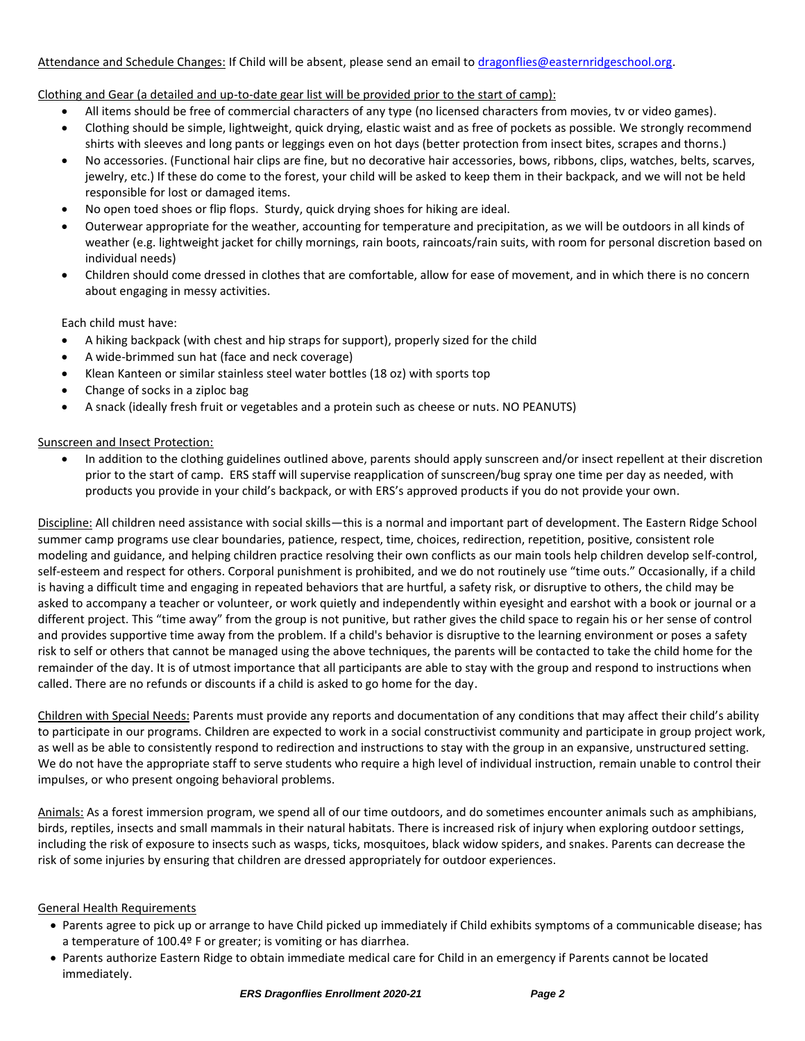Attendance and Schedule Changes: If Child will be absent, please send an email to dragonflies@easternridgeschool.org.

Clothing and Gear (a detailed and up-to-date gear list will be provided prior to the start of camp):

- All items should be free of commercial characters of any type (no licensed characters from movies, tv or video games).
- Clothing should be simple, lightweight, quick drying, elastic waist and as free of pockets as possible. We strongly recommend shirts with sleeves and long pants or leggings even on hot days (better protection from insect bites, scrapes and thorns.)
- No accessories. (Functional hair clips are fine, but no decorative hair accessories, bows, ribbons, clips, watches, belts, scarves, jewelry, etc.) If these do come to the forest, your child will be asked to keep them in their backpack, and we will not be held responsible for lost or damaged items.
- No open toed shoes or flip flops. Sturdy, quick drying shoes for hiking are ideal.
- Outerwear appropriate for the weather, accounting for temperature and precipitation, as we will be outdoors in all kinds of weather (e.g. lightweight jacket for chilly mornings, rain boots, raincoats/rain suits, with room for personal discretion based on individual needs)
- Children should come dressed in clothes that are comfortable, allow for ease of movement, and in which there is no concern about engaging in messy activities.

Each child must have:

- A hiking backpack (with chest and hip straps for support), properly sized for the child
- A wide-brimmed sun hat (face and neck coverage)
- Klean Kanteen or similar stainless steel water bottles (18 oz) with sports top
- Change of socks in a ziploc bag
- A snack (ideally fresh fruit or vegetables and a protein such as cheese or nuts. NO PEANUTS)

Sunscreen and Insect Protection:

- In addition to the clothing guidelines outlined above, parents should apply sunscreen and/or insect repellent at their discretion prior to the start of camp. ERS staff will supervise reapplication of sunscreen/bug spray one time per day as needed, with products you provide in your child's backpack, or with ERS's approved products if you do not provide your own.

Discipline: All children need assistance with social skills—this is a normal and important part of development. The Eastern Ridge School summer camp programs use clear boundaries, patience, respect, time, choices, redirection, repetition, positive, consistent role modeling and guidance, and helping children practice resolving their own conflicts as our main tools help children develop self-control, self-esteem and respect for others. Corporal punishment is prohibited, and we do not routinely use "time outs." Occasionally, if a child is having a difficult time and engaging in repeated behaviors that are hurtful, a safety risk, or disruptive to others, the child may be asked to accompany a teacher or volunteer, or work quietly and independently within eyesight and earshot with a book or journal or a different project. This "time away" from the group is not punitive, but rather gives the child space to regain his or her sense of control and provides supportive time away from the problem. If a child's behavior is disruptive to the learning environment or poses a safety risk to self or others that cannot be managed using the above techniques, the parents will be contacted to take the child home for the remainder of the day. It is of utmost importance that all participants are able to stay with the group and respond to instructions when called. There are no refunds or discounts if a child is asked to go home for the day.

Children with Special Needs: Parents must provide any reports and documentation of any conditions that may affect their child's ability to participate in our programs. Children are expected to work in a social constructivist community and participate in group project work, as well as be able to consistently respond to redirection and instructions to stay with the group in an expansive, unstructured setting. We do not have the appropriate staff to serve students who require a high level of individual instruction, remain unable to control their impulses, or who present ongoing behavioral problems.

Animals: As a forest immersion program, we spend all of our time outdoors, and do sometimes encounter animals such as amphibians, birds, reptiles, insects and small mammals in their natural habitats. There is increased risk of injury when exploring outdoor settings, including the risk of exposure to insects such as wasps, ticks, mosquitoes, black widow spiders, and snakes. Parents can decrease the risk of some injuries by ensuring that children are dressed appropriately for outdoor experiences.

General Health Requirements

- Parents agree to pick up or arrange to have Child picked up immediately if Child exhibits symptoms of a communicable disease; has a temperature of 100.4º F or greater; is vomiting or has diarrhea.
- Parents authorize Eastern Ridge to obtain immediate medical care for Child in an emergency if Parents cannot be located immediately.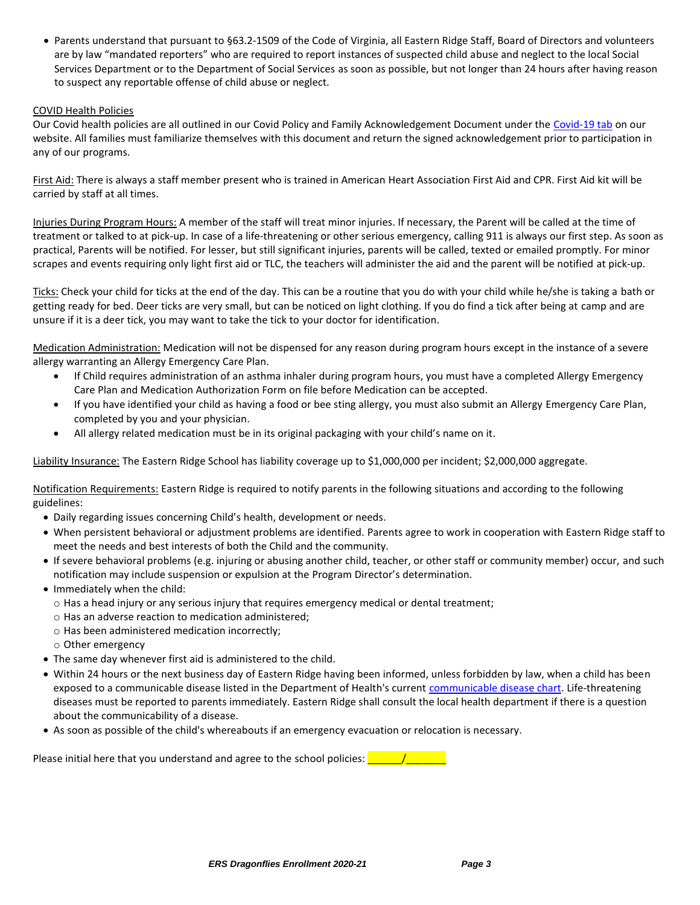- Parents understand that pursuant to §63.2-1509 of the Code of Virginia, all Eastern Ridge Staff, Board of Directors and volunteers are by law "mandated reporters" who are required to report instances of suspected child abuse and neglect to the local Social Services Department or to the Department of Social Services as soon as possible, but not longer than 24 hours after having reason to suspect any reportable offense of child abuse or neglect.

COVID Health Policies

Our Covid health policies are all outlined in our Covid Policy and Family Acknowledgement Document under the Covid-19 tab on our website. All families must familiarize themselves with this document and return the signed acknowledgement prior to participation in any of our programs.

First Aid: There is always a staff member present who is trained in American Heart Association First Aid and CPR. First Aid kit will be carried by staff at all times.

Injuries During Program Hours: A member of the staff will treat minor injuries. If necessary, the Parent will be called at the time of treatment or talked to at pick-up. In case of a life-threatening or other serious emergency, calling 911 is always our first step. As soon as practical, Parents will be notified. For lesser, but still significant injuries, parents will be called, texted or emailed promptly. For minor scrapes and events requiring only light first aid or TLC, the teachers will administer the aid and the parent will be notified at pick-up.

Ticks: Check your child for ticks at the end of the day. This can be a routine that you do with your child while he/she is taking a bath or getting ready for bed. Deer ticks are very small, but can be noticed on light clothing. If you do find a tick after being at camp and are unsure if it is a deer tick, you may want to take the tick to your doctor for identification.

Medication Administration: Medication will not be dispensed for any reason during program hours except in the instance of a severe allergy warranting an Allergy Emergency Care Plan.

- If Child requires administration of an asthma inhaler during program hours, you must have a completed Allergy Emergency Care Plan and Medication Authorization Form on file before Medication can be accepted.
- If you have identified your child as having a food or bee sting allergy, you must also submit an Allergy Emergency Care Plan, completed by you and your physician.
- All allergy related medication must be in its original packaging with your child's name on it.

Liability Insurance: The Eastern Ridge School has liability coverage up to $1,000,000 per incident; $2,000,000 aggregate.

Notification Requirements: Eastern Ridge is required to notify parents in the following situations and according to the following guidelines:

- Daily regarding issues concerning Child's health, development or needs.
- When persistent behavioral or adjustment problems are identified. Parents agree to work in cooperation with Eastern Ridge staff to meet the needs and best interests of both the Child and the community.
- If severe behavioral problems (e.g. injuring or abusing another child, teacher, or other staff or community member) occur, and such notification may include suspension or expulsion at the Program Director's determination.
- Immediately when the child:
  - Has a head injury or any serious injury that requires emergency medical or dental treatment;
  - Has an adverse reaction to medication administered;
  - Has been administered medication incorrectly;
  - Other emergency
- The same day whenever first aid is administered to the child.
- Within 24 hours or the next business day of Eastern Ridge having been informed, unless forbidden by law, when a child has been exposed to a communicable disease listed in the Department of Health's current communicable disease chart. Life-threatening diseases must be reported to parents immediately. Eastern Ridge shall consult the local health department if there is a question about the communicability of a disease.
- As soon as possible of the child's whereabouts if an emergency evacuation or relocation is necessary.

Please initial here that you understand and agree to the school policies: ______/_______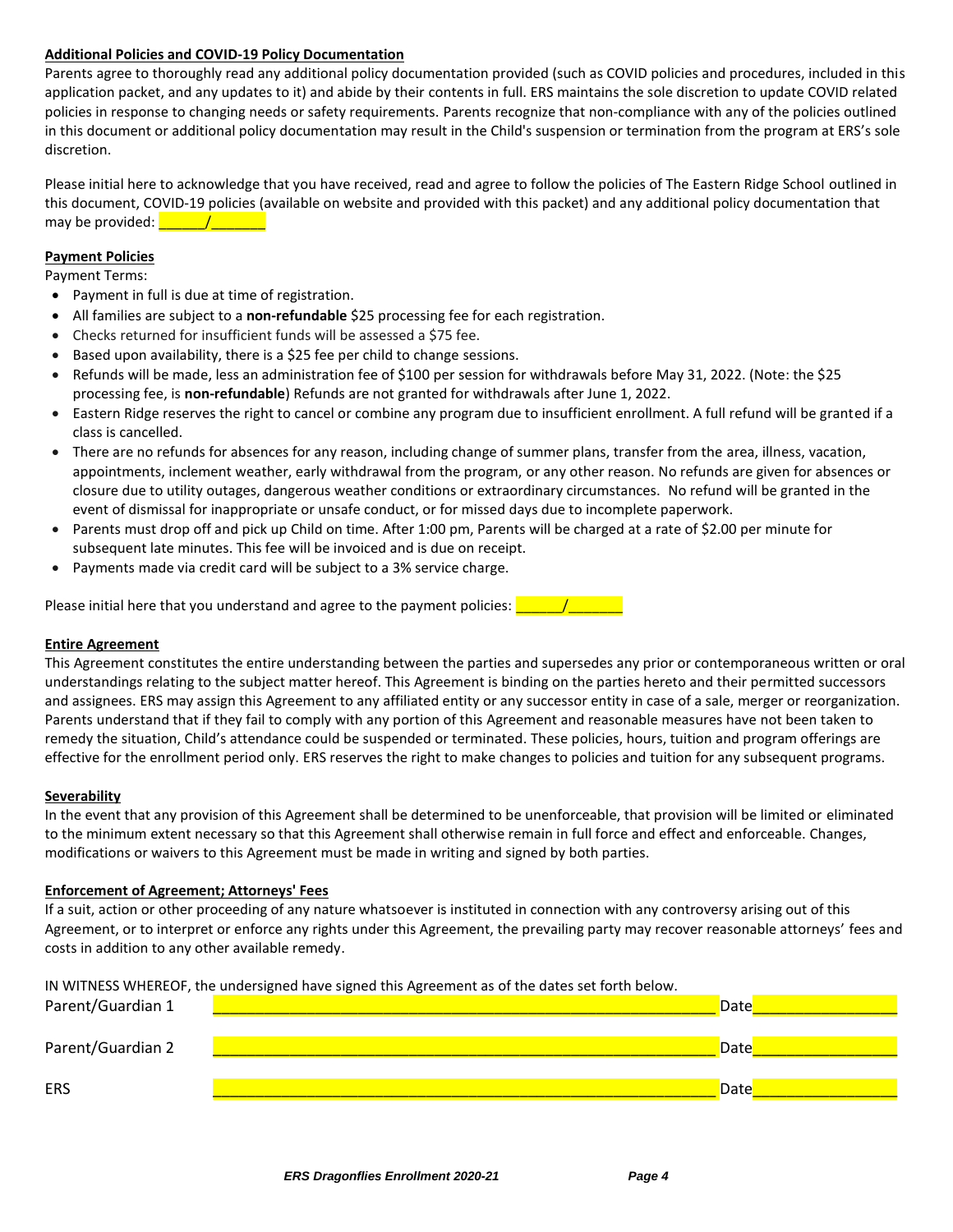**Additional Policies and COVID-19 Policy Documentation**

Parents agree to thoroughly read any additional policy documentation provided (such as COVID policies and procedures, included in this application packet, and any updates to it) and abide by their contents in full. ERS maintains the sole discretion to update COVID related policies in response to changing needs or safety requirements. Parents recognize that non-compliance with any of the policies outlined in this document or additional policy documentation may result in the Child's suspension or termination from the program at ERS's sole discretion.

Please initial here to acknowledge that you have received, read and agree to follow the policies of The Eastern Ridge School outlined in this document, COVID-19 policies (available on website and provided with this packet) and any additional policy documentation that may be provided: ______/_______

**Payment Policies**

Payment Terms:

- Payment in full is due at time of registration.
- All families are subject to a **non-refundable** $25 processing fee for each registration.
- Checks returned for insufficient funds will be assessed a $75 fee.
- Based upon availability, there is a $25 fee per child to change sessions.
- Refunds will be made, less an administration fee of $100 per session for withdrawals before May 31, 2022. (Note: the $25 processing fee, is **non-refundable**) Refunds are not granted for withdrawals after June 1, 2022.
- Eastern Ridge reserves the right to cancel or combine any program due to insufficient enrollment. A full refund will be granted if a class is cancelled.
- There are no refunds for absences for any reason, including change of summer plans, transfer from the area, illness, vacation, appointments, inclement weather, early withdrawal from the program, or any other reason. No refunds are given for absences or closure due to utility outages, dangerous weather conditions or extraordinary circumstances. No refund will be granted in the event of dismissal for inappropriate or unsafe conduct, or for missed days due to incomplete paperwork.
- Parents must drop off and pick up Child on time. After 1:00 pm, Parents will be charged at a rate of $2.00 per minute for subsequent late minutes. This fee will be invoiced and is due on receipt.
- Payments made via credit card will be subject to a 3% service charge.

Please initial here that you understand and agree to the payment policies: ______/_______

**Entire Agreement**

This Agreement constitutes the entire understanding between the parties and supersedes any prior or contemporaneous written or oral understandings relating to the subject matter hereof. This Agreement is binding on the parties hereto and their permitted successors and assignees. ERS may assign this Agreement to any affiliated entity or any successor entity in case of a sale, merger or reorganization. Parents understand that if they fail to comply with any portion of this Agreement and reasonable measures have not been taken to remedy the situation, Child's attendance could be suspended or terminated. These policies, hours, tuition and program offerings are effective for the enrollment period only. ERS reserves the right to make changes to policies and tuition for any subsequent programs.

**Severability**

In the event that any provision of this Agreement shall be determined to be unenforceable, that provision will be limited or eliminated to the minimum extent necessary so that this Agreement shall otherwise remain in full force and effect and enforceable. Changes, modifications or waivers to this Agreement must be made in writing and signed by both parties.

**Enforcement of Agreement; Attorneys' Fees**

If a suit, action or other proceeding of any nature whatsoever is instituted in connection with any controversy arising out of this Agreement, or to interpret or enforce any rights under this Agreement, the prevailing party may recover reasonable attorneys' fees and costs in addition to any other available remedy.

IN WITNESS WHEREOF, the undersigned have signed this Agreement as of the dates set forth below.

Parent/Guardian 1 ____________________________________________ Date________________

Parent/Guardian 2 ____________________________________________ Date________________

ERS ____________________________________________ Date________________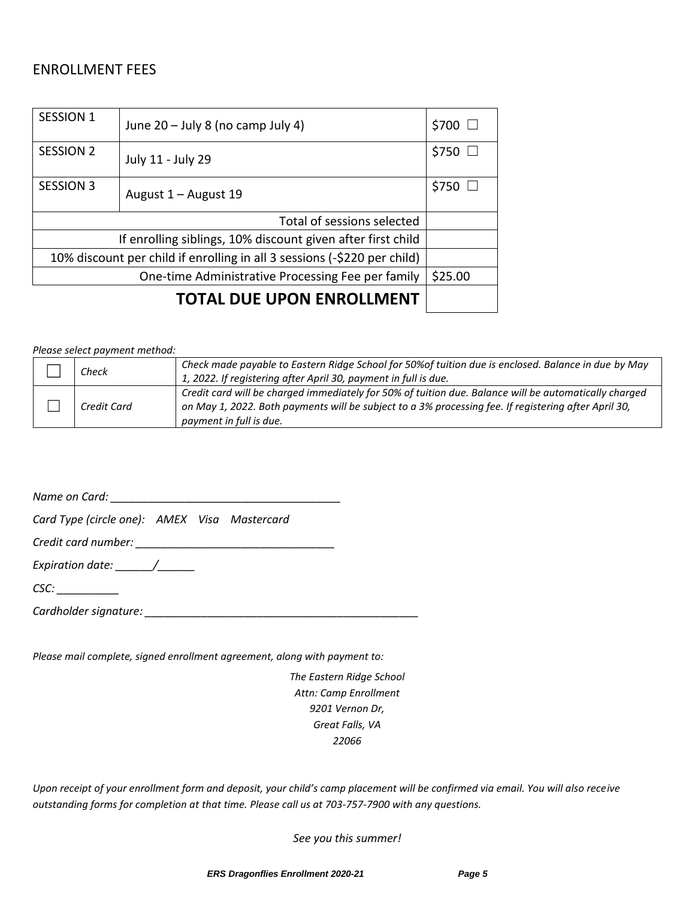## ENROLLMENT FEES

| SESSION 1 | June 20 – July 8 (no camp July 4) | $700 ☐ |
|---|---|---|
| SESSION 2 | July 11 - July 29 | $750 ☐ |
| SESSION 3 | August 1 – August 19 | $750 ☐ |
| | Total of sessions selected | |
| | If enrolling siblings, 10% discount given after first child | |
| | 10% discount per child if enrolling in all 3 sessions (-$220 per child) | |
| | One-time Administrative Processing Fee per family | $25.00 |
| | **TOTAL DUE UPON ENROLLMENT** | |

*Please select payment method:*

| | | |
|---|---|---|
| ☐ | *Check* | *Check made payable to Eastern Ridge School for 50%of tuition due is enclosed. Balance in due by May 1, 2022. If registering after April 30, payment in full is due.* |
| ☐ | *Credit Card* | *Credit card will be charged immediately for 50% of tuition due. Balance will be automatically charged on May 1, 2022. Both payments will be subject to a 3% processing fee. If registering after April 30, payment in full is due.* |

*Name on Card:* ____________________________________

*Card Type (circle one):   AMEX   Visa   Mastercard*

*Credit card number:* ________________________________

*Expiration date:* ______/______

*CSC:* __________

*Cardholder signature:* ____________________________________________

*Please mail complete, signed enrollment agreement, along with payment to:*

*The Eastern Ridge School*
*Attn: Camp Enrollment*
*9201 Vernon Dr,*
*Great Falls, VA*
*22066*

*Upon receipt of your enrollment form and deposit, your child's camp placement will be confirmed via email. You will also receive outstanding forms for completion at that time. Please call us at 703-757-7900 with any questions.*

*See you this summer!*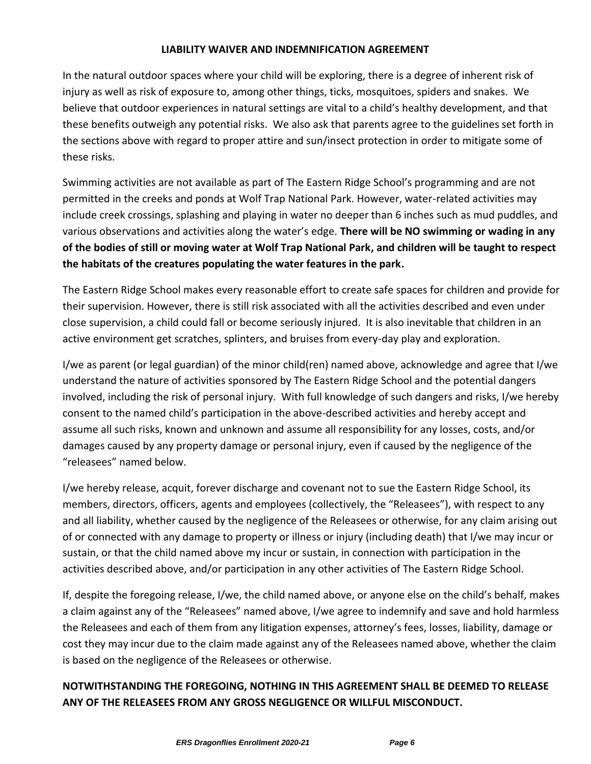## LIABILITY WAIVER AND INDEMNIFICATION AGREEMENT

In the natural outdoor spaces where your child will be exploring, there is a degree of inherent risk of injury as well as risk of exposure to, among other things, ticks, mosquitoes, spiders and snakes. We believe that outdoor experiences in natural settings are vital to a child's healthy development, and that these benefits outweigh any potential risks. We also ask that parents agree to the guidelines set forth in the sections above with regard to proper attire and sun/insect protection in order to mitigate some of these risks.

Swimming activities are not available as part of The Eastern Ridge School's programming and are not permitted in the creeks and ponds at Wolf Trap National Park. However, water-related activities may include creek crossings, splashing and playing in water no deeper than 6 inches such as mud puddles, and various observations and activities along the water's edge. **There will be NO swimming or wading in any of the bodies of still or moving water at Wolf Trap National Park, and children will be taught to respect the habitats of the creatures populating the water features in the park.**

The Eastern Ridge School makes every reasonable effort to create safe spaces for children and provide for their supervision. However, there is still risk associated with all the activities described and even under close supervision, a child could fall or become seriously injured. It is also inevitable that children in an active environment get scratches, splinters, and bruises from every-day play and exploration.

I/we as parent (or legal guardian) of the minor child(ren) named above, acknowledge and agree that I/we understand the nature of activities sponsored by The Eastern Ridge School and the potential dangers involved, including the risk of personal injury. With full knowledge of such dangers and risks, I/we hereby consent to the named child's participation in the above-described activities and hereby accept and assume all such risks, known and unknown and assume all responsibility for any losses, costs, and/or damages caused by any property damage or personal injury, even if caused by the negligence of the "releasees" named below.

I/we hereby release, acquit, forever discharge and covenant not to sue the Eastern Ridge School, its members, directors, officers, agents and employees (collectively, the "Releasees"), with respect to any and all liability, whether caused by the negligence of the Releasees or otherwise, for any claim arising out of or connected with any damage to property or illness or injury (including death) that I/we may incur or sustain, or that the child named above my incur or sustain, in connection with participation in the activities described above, and/or participation in any other activities of The Eastern Ridge School.

If, despite the foregoing release, I/we, the child named above, or anyone else on the child's behalf, makes a claim against any of the "Releasees" named above, I/we agree to indemnify and save and hold harmless the Releasees and each of them from any litigation expenses, attorney's fees, losses, liability, damage or cost they may incur due to the claim made against any of the Releasees named above, whether the claim is based on the negligence of the Releasees or otherwise.

**NOTWITHSTANDING THE FOREGOING, NOTHING IN THIS AGREEMENT SHALL BE DEEMED TO RELEASE ANY OF THE RELEASEES FROM ANY GROSS NEGLIGENCE OR WILLFUL MISCONDUCT.**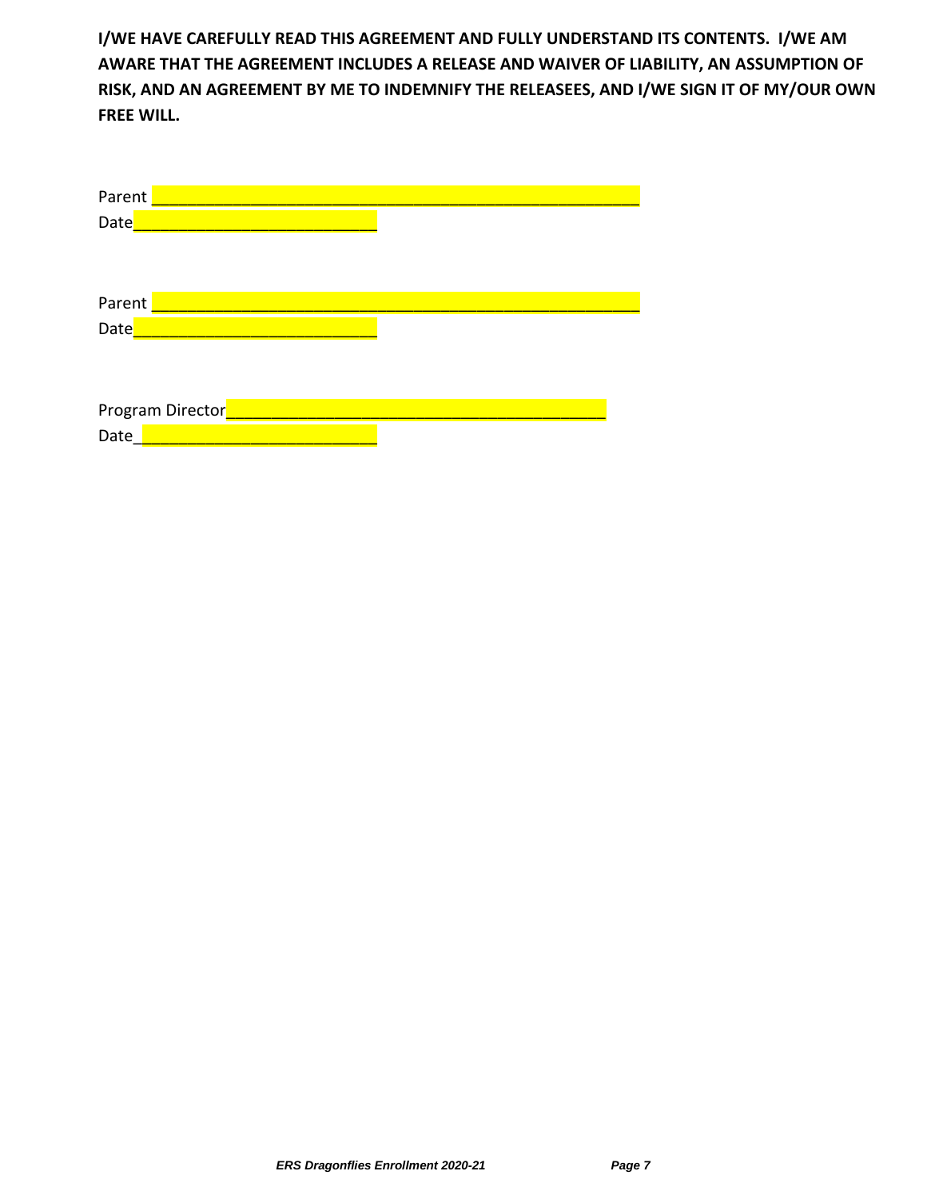**I/WE HAVE CAREFULLY READ THIS AGREEMENT AND FULLY UNDERSTAND ITS CONTENTS. I/WE AM AWARE THAT THE AGREEMENT INCLUDES A RELEASE AND WAIVER OF LIABILITY, AN ASSUMPTION OF RISK, AND AN AGREEMENT BY ME TO INDEMNIFY THE RELEASEES, AND I/WE SIGN IT OF MY/OUR OWN FREE WILL.**

Parent ____________________________________________________

Date__________________________

Parent ____________________________________________________

Date__________________________

Program Director_________________________________________

Date__________________________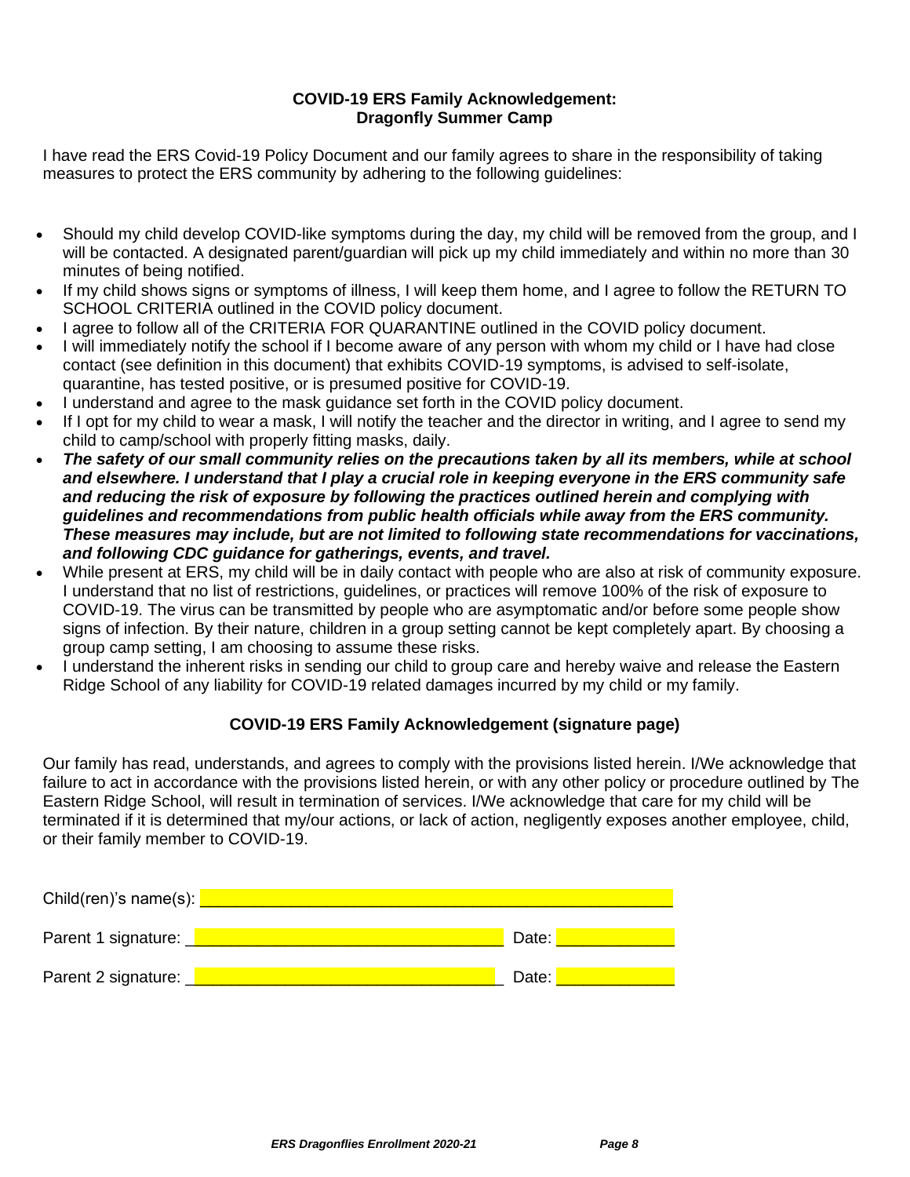**COVID-19 ERS Family Acknowledgement:**
**Dragonfly Summer Camp**

I have read the ERS Covid-19 Policy Document and our family agrees to share in the responsibility of taking measures to protect the ERS community by adhering to the following guidelines:

- Should my child develop COVID-like symptoms during the day, my child will be removed from the group, and I will be contacted. A designated parent/guardian will pick up my child immediately and within no more than 30 minutes of being notified.
- If my child shows signs or symptoms of illness, I will keep them home, and I agree to follow the RETURN TO SCHOOL CRITERIA outlined in the COVID policy document.
- I agree to follow all of the CRITERIA FOR QUARANTINE outlined in the COVID policy document.
- I will immediately notify the school if I become aware of any person with whom my child or I have had close contact (see definition in this document) that exhibits COVID-19 symptoms, is advised to self-isolate, quarantine, has tested positive, or is presumed positive for COVID-19.
- I understand and agree to the mask guidance set forth in the COVID policy document.
- If I opt for my child to wear a mask, I will notify the teacher and the director in writing, and I agree to send my child to camp/school with properly fitting masks, daily.
- ***The safety of our small community relies on the precautions taken by all its members, while at school and elsewhere. I understand that I play a crucial role in keeping everyone in the ERS community safe and reducing the risk of exposure by following the practices outlined herein and complying with guidelines and recommendations from public health officials while away from the ERS community. These measures may include, but are not limited to following state recommendations for vaccinations, and following CDC guidance for gatherings, events, and travel.***
- While present at ERS, my child will be in daily contact with people who are also at risk of community exposure. I understand that no list of restrictions, guidelines, or practices will remove 100% of the risk of exposure to COVID-19. The virus can be transmitted by people who are asymptomatic and/or before some people show signs of infection. By their nature, children in a group setting cannot be kept completely apart. By choosing a group camp setting, I am choosing to assume these risks.
- I understand the inherent risks in sending our child to group care and hereby waive and release the Eastern Ridge School of any liability for COVID-19 related damages incurred by my child or my family.

**COVID-19 ERS Family Acknowledgement (signature page)**

Our family has read, understands, and agrees to comply with the provisions listed herein. I/We acknowledge that failure to act in accordance with the provisions listed herein, or with any other policy or procedure outlined by The Eastern Ridge School, will result in termination of services. I/We acknowledge that care for my child will be terminated if it is determined that my/our actions, or lack of action, negligently exposes another employee, child, or their family member to COVID-19.

Child(ren)'s name(s): ______________________________________________

Parent 1 signature: ______________________________ Date: ____________

Parent 2 signature: ______________________________ Date: ____________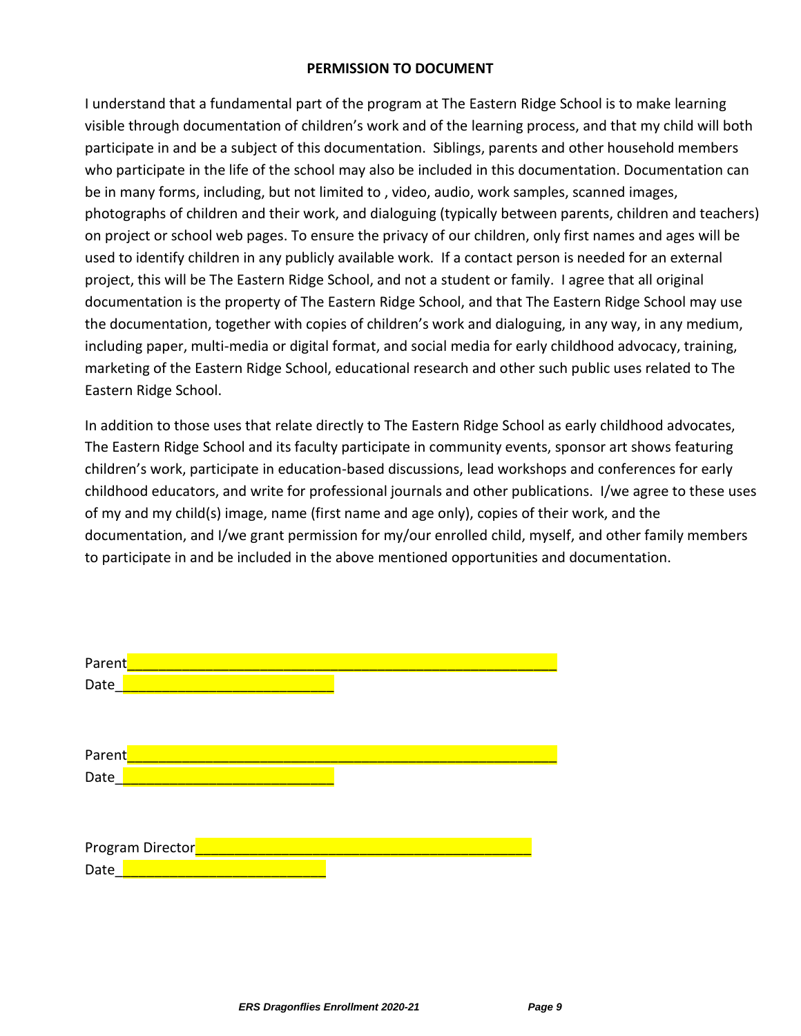**PERMISSION TO DOCUMENT**

I understand that a fundamental part of the program at The Eastern Ridge School is to make learning visible through documentation of children's work and of the learning process, and that my child will both participate in and be a subject of this documentation. Siblings, parents and other household members who participate in the life of the school may also be included in this documentation. Documentation can be in many forms, including, but not limited to , video, audio, work samples, scanned images, photographs of children and their work, and dialoguing (typically between parents, children and teachers) on project or school web pages. To ensure the privacy of our children, only first names and ages will be used to identify children in any publicly available work. If a contact person is needed for an external project, this will be The Eastern Ridge School, and not a student or family. I agree that all original documentation is the property of The Eastern Ridge School, and that The Eastern Ridge School may use the documentation, together with copies of children's work and dialoguing, in any way, in any medium, including paper, multi-media or digital format, and social media for early childhood advocacy, training, marketing of the Eastern Ridge School, educational research and other such public uses related to The Eastern Ridge School.

In addition to those uses that relate directly to The Eastern Ridge School as early childhood advocates, The Eastern Ridge School and its faculty participate in community events, sponsor art shows featuring children's work, participate in education-based discussions, lead workshops and conferences for early childhood educators, and write for professional journals and other publications. I/we agree to these uses of my and my child(s) image, name (first name and age only), copies of their work, and the documentation, and I/we grant permission for my/our enrolled child, myself, and other family members to participate in and be included in the above mentioned opportunities and documentation.

Parent_____________________________________________________

Date___________________________

Parent_____________________________________________________

Date___________________________

Program Director___________________________________________

Date___________________________